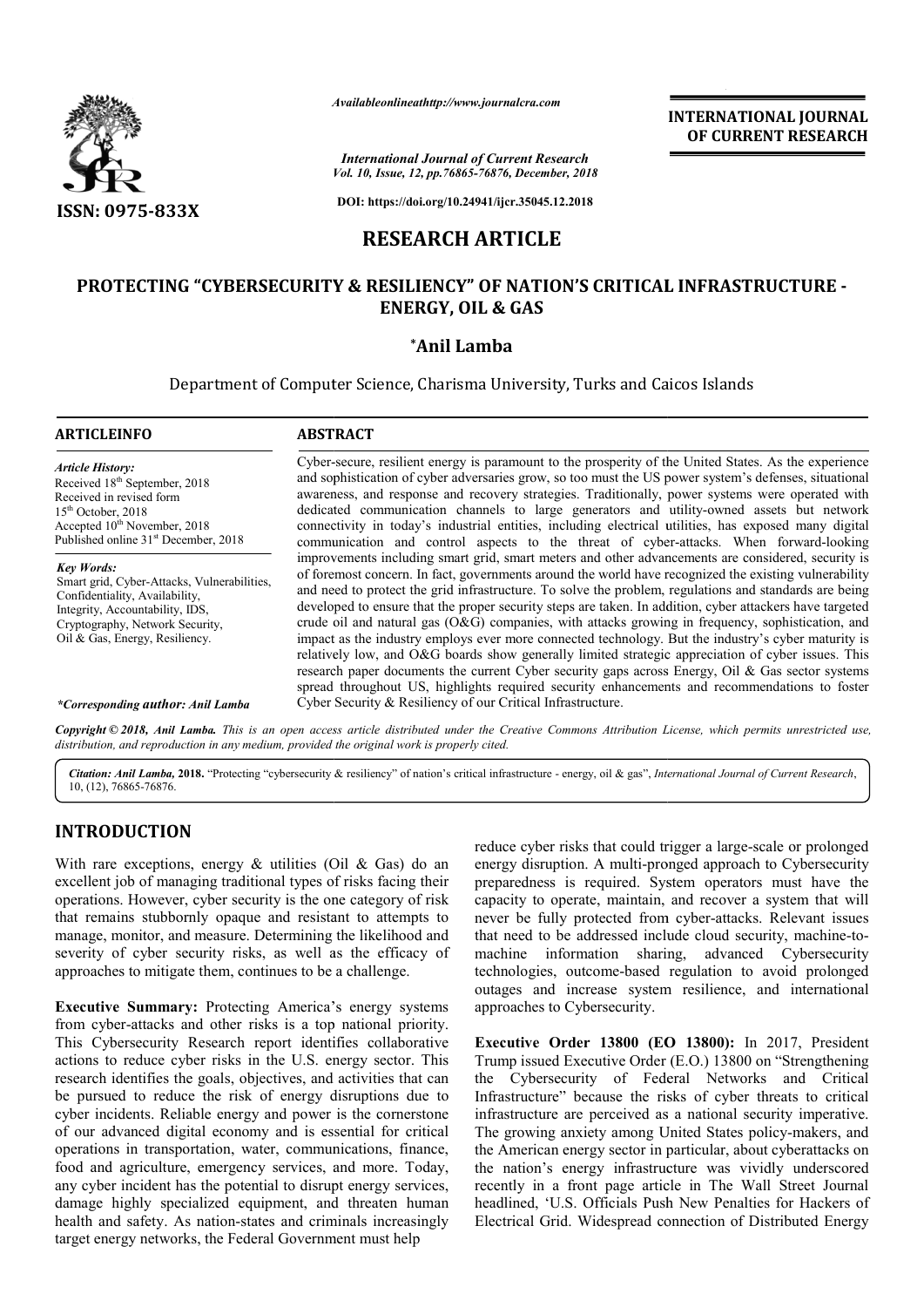Availableonlineathttp://www.journalcra.com

*International Journal of Current Research*
*Vol. 10, Issue, 12, pp.76865-76876, December, 2018*

DOI: https://doi.org/10.24941/ijcr.35045.12.2018

**INTERNATIONAL JOURNAL OF CURRENT RESEARCH**

ISSN: 0975-833X

# RESEARCH ARTICLE

# PROTECTING "CYBERSECURITY & RESILIENCY" OF NATION'S CRITICAL INFRASTRUCTURE - ENERGY, OIL & GAS

**\*Anil Lamba**

Department of Computer Science, Charisma University, Turks and Caicos Islands

## ARTICLEINFO

*Article History:*
Received 18th September, 2018
Received in revised form
15th October, 2018
Accepted 10th November, 2018
Published online 31st December, 2018

*Key Words:*
Smart grid, Cyber-Attacks, Vulnerabilities, Confidentiality, Availability, Integrity, Accountability, IDS, Cryptography, Network Security, Oil & Gas, Energy, Resiliency.

*\*Corresponding author: Anil Lamba*

## ABSTRACT

Cyber-secure, resilient energy is paramount to the prosperity of the United States. As the experience and sophistication of cyber adversaries grow, so too must the US power system's defenses, situational awareness, and response and recovery strategies. Traditionally, power systems were operated with dedicated communication channels to large generators and utility-owned assets but network connectivity in today's industrial entities, including electrical utilities, has exposed many digital communication and control aspects to the threat of cyber-attacks. When forward-looking improvements including smart grid, smart meters and other advancements are considered, security is of foremost concern. In fact, governments around the world have recognized the existing vulnerability and need to protect the grid infrastructure. To solve the problem, regulations and standards are being developed to ensure that the proper security steps are taken. In addition, cyber attackers have targeted crude oil and natural gas (O&G) companies, with attacks growing in frequency, sophistication, and impact as the industry employs ever more connected technology. But the industry's cyber maturity is relatively low, and O&G boards show generally limited strategic appreciation of cyber issues. This research paper documents the current Cyber security gaps across Energy, Oil & Gas sector systems spread throughout US, highlights required security enhancements and recommendations to foster Cyber Security & Resiliency of our Critical Infrastructure.

*Copyright © 2018, Anil Lamba. This is an open access article distributed under the Creative Commons Attribution License, which permits unrestricted use, distribution, and reproduction in any medium, provided the original work is properly cited.*

***Citation: Anil Lamba,* 2018.** "Protecting "cybersecurity & resiliency" of nation's critical infrastructure - energy, oil & gas", *International Journal of Current Research*, 10, (12), 76865-76876.

## INTRODUCTION

With rare exceptions, energy & utilities (Oil & Gas) do an excellent job of managing traditional types of risks facing their operations. However, cyber security is the one category of risk that remains stubbornly opaque and resistant to attempts to manage, monitor, and measure. Determining the likelihood and severity of cyber security risks, as well as the efficacy of approaches to mitigate them, continues to be a challenge.

**Executive Summary:** Protecting America's energy systems from cyber-attacks and other risks is a top national priority. This Cybersecurity Research report identifies collaborative actions to reduce cyber risks in the U.S. energy sector. This research identifies the goals, objectives, and activities that can be pursued to reduce the risk of energy disruptions due to cyber incidents. Reliable energy and power is the cornerstone of our advanced digital economy and is essential for critical operations in transportation, water, communications, finance, food and agriculture, emergency services, and more. Today, any cyber incident has the potential to disrupt energy services, damage highly specialized equipment, and threaten human health and safety. As nation-states and criminals increasingly target energy networks, the Federal Government must help reduce cyber risks that could trigger a large-scale or prolonged energy disruption. A multi-pronged approach to Cybersecurity preparedness is required. System operators must have the capacity to operate, maintain, and recover a system that will never be fully protected from cyber-attacks. Relevant issues that need to be addressed include cloud security, machine-to-machine information sharing, advanced Cybersecurity technologies, outcome-based regulation to avoid prolonged outages and increase system resilience, and international approaches to Cybersecurity.

**Executive Order 13800 (EO 13800):** In 2017, President Trump issued Executive Order (E.O.) 13800 on "Strengthening the Cybersecurity of Federal Networks and Critical Infrastructure" because the risks of cyber threats to critical infrastructure are perceived as a national security imperative. The growing anxiety among United States policy-makers, and the American energy sector in particular, about cyberattacks on the nation's energy infrastructure was vividly underscored recently in a front page article in The Wall Street Journal headlined, 'U.S. Officials Push New Penalties for Hackers of Electrical Grid. Widespread connection of Distributed Energy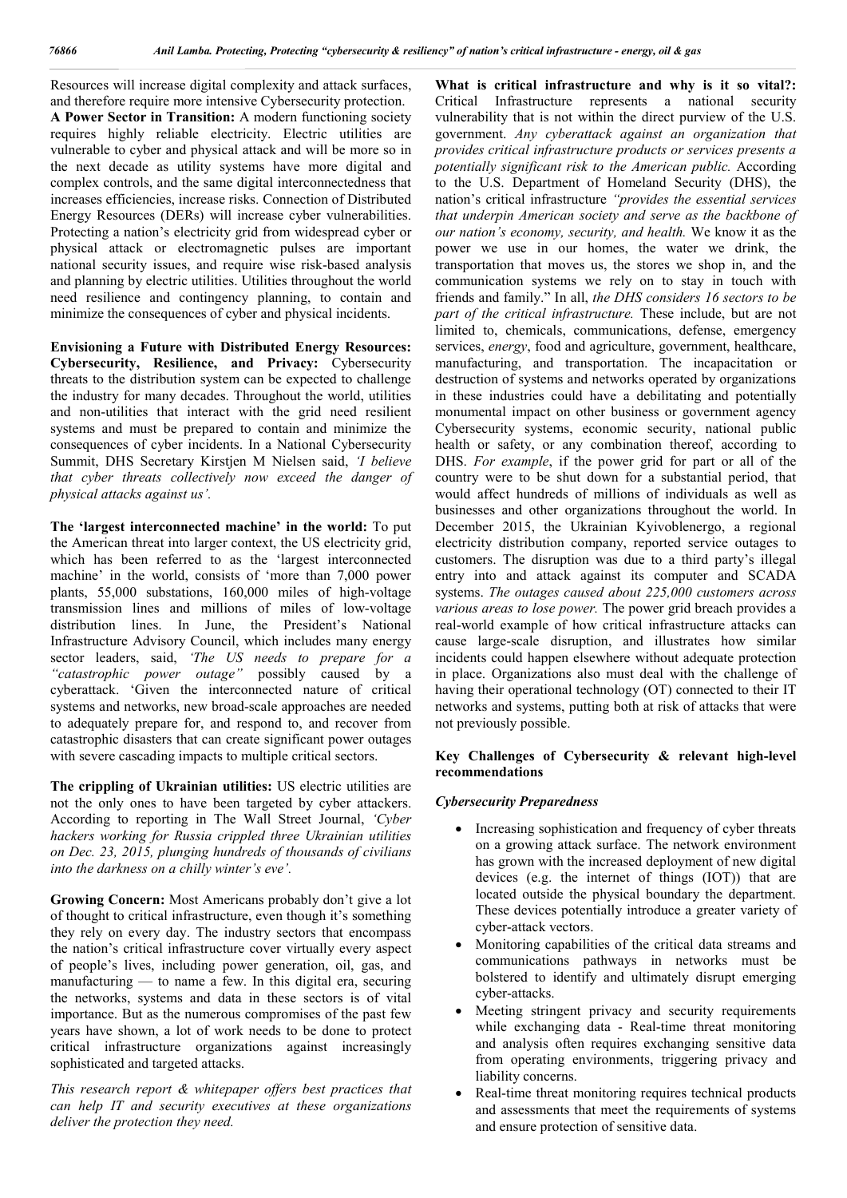Resources will increase digital complexity and attack surfaces, and therefore require more intensive Cybersecurity protection.

**A Power Sector in Transition:** A modern functioning society requires highly reliable electricity. Electric utilities are vulnerable to cyber and physical attack and will be more so in the next decade as utility systems have more digital and complex controls, and the same digital interconnectedness that increases efficiencies, increase risks. Connection of Distributed Energy Resources (DERs) will increase cyber vulnerabilities. Protecting a nation's electricity grid from widespread cyber or physical attack or electromagnetic pulses are important national security issues, and require wise risk-based analysis and planning by electric utilities. Utilities throughout the world need resilience and contingency planning, to contain and minimize the consequences of cyber and physical incidents.

**Envisioning a Future with Distributed Energy Resources: Cybersecurity, Resilience, and Privacy:** Cybersecurity threats to the distribution system can be expected to challenge the industry for many decades. Throughout the world, utilities and non-utilities that interact with the grid need resilient systems and must be prepared to contain and minimize the consequences of cyber incidents. In a National Cybersecurity Summit, DHS Secretary Kirstjen M Nielsen said, *'I believe that cyber threats collectively now exceed the danger of physical attacks against us'.*

**The 'largest interconnected machine' in the world:** To put the American threat into larger context, the US electricity grid, which has been referred to as the 'largest interconnected machine' in the world, consists of 'more than 7,000 power plants, 55,000 substations, 160,000 miles of high-voltage transmission lines and millions of miles of low-voltage distribution lines. In June, the President's National Infrastructure Advisory Council, which includes many energy sector leaders, said, *'The US needs to prepare for a "catastrophic power outage"* possibly caused by a cyberattack. 'Given the interconnected nature of critical systems and networks, new broad-scale approaches are needed to adequately prepare for, and respond to, and recover from catastrophic disasters that can create significant power outages with severe cascading impacts to multiple critical sectors.

**The crippling of Ukrainian utilities:** US electric utilities are not the only ones to have been targeted by cyber attackers. According to reporting in The Wall Street Journal, *'Cyber hackers working for Russia crippled three Ukrainian utilities on Dec. 23, 2015, plunging hundreds of thousands of civilians into the darkness on a chilly winter's eve'.*

**Growing Concern:** Most Americans probably don't give a lot of thought to critical infrastructure, even though it's something they rely on every day. The industry sectors that encompass the nation's critical infrastructure cover virtually every aspect of people's lives, including power generation, oil, gas, and manufacturing — to name a few. In this digital era, securing the networks, systems and data in these sectors is of vital importance. But as the numerous compromises of the past few years have shown, a lot of work needs to be done to protect critical infrastructure organizations against increasingly sophisticated and targeted attacks.

*This research report & whitepaper offers best practices that can help IT and security executives at these organizations deliver the protection they need.*

**What is critical infrastructure and why is it so vital?:** Critical Infrastructure represents a national security vulnerability that is not within the direct purview of the U.S. government. *Any cyberattack against an organization that provides critical infrastructure products or services presents a potentially significant risk to the American public.* According to the U.S. Department of Homeland Security (DHS), the nation's critical infrastructure *"provides the essential services that underpin American society and serve as the backbone of our nation's economy, security, and health.* We know it as the power we use in our homes, the water we drink, the transportation that moves us, the stores we shop in, and the communication systems we rely on to stay in touch with friends and family." In all, *the DHS considers 16 sectors to be part of the critical infrastructure.* These include, but are not limited to, chemicals, communications, defense, emergency services, *energy*, food and agriculture, government, healthcare, manufacturing, and transportation. The incapacitation or destruction of systems and networks operated by organizations in these industries could have a debilitating and potentially monumental impact on other business or government agency Cybersecurity systems, economic security, national public health or safety, or any combination thereof, according to DHS. *For example*, if the power grid for part or all of the country were to be shut down for a substantial period, that would affect hundreds of millions of individuals as well as businesses and other organizations throughout the world. In December 2015, the Ukrainian Kyivoblenergo, a regional electricity distribution company, reported service outages to customers. The disruption was due to a third party's illegal entry into and attack against its computer and SCADA systems. *The outages caused about 225,000 customers across various areas to lose power.* The power grid breach provides a real-world example of how critical infrastructure attacks can cause large-scale disruption, and illustrates how similar incidents could happen elsewhere without adequate protection in place. Organizations also must deal with the challenge of having their operational technology (OT) connected to their IT networks and systems, putting both at risk of attacks that were not previously possible.

## Key Challenges of Cybersecurity & relevant high-level recommendations

### *Cybersecurity Preparedness*

- Increasing sophistication and frequency of cyber threats on a growing attack surface. The network environment has grown with the increased deployment of new digital devices (e.g. the internet of things (IOT)) that are located outside the physical boundary the department. These devices potentially introduce a greater variety of cyber-attack vectors.
- Monitoring capabilities of the critical data streams and communications pathways in networks must be bolstered to identify and ultimately disrupt emerging cyber-attacks.
- Meeting stringent privacy and security requirements while exchanging data - Real-time threat monitoring and analysis often requires exchanging sensitive data from operating environments, triggering privacy and liability concerns.
- Real-time threat monitoring requires technical products and assessments that meet the requirements of systems and ensure protection of sensitive data.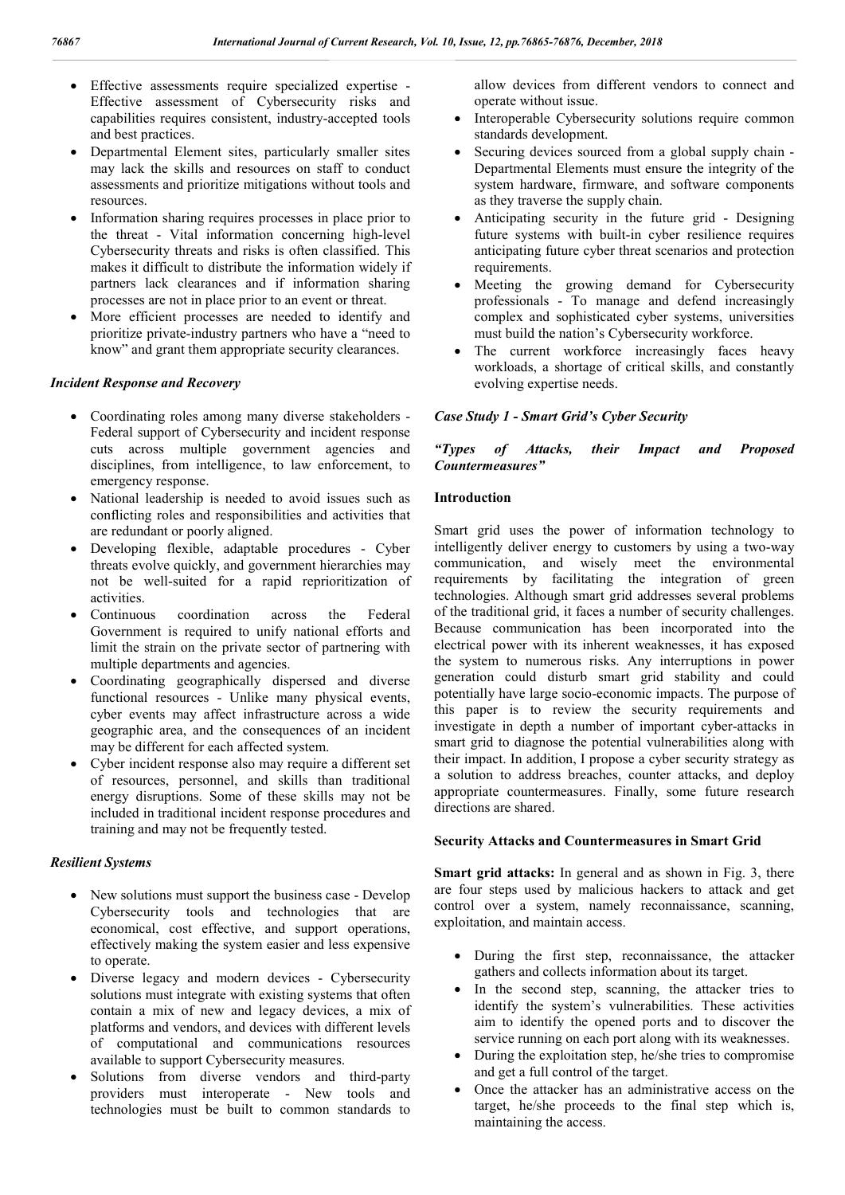- Effective assessments require specialized expertise - Effective assessment of Cybersecurity risks and capabilities requires consistent, industry-accepted tools and best practices.
- Departmental Element sites, particularly smaller sites may lack the skills and resources on staff to conduct assessments and prioritize mitigations without tools and resources.
- Information sharing requires processes in place prior to the threat - Vital information concerning high-level Cybersecurity threats and risks is often classified. This makes it difficult to distribute the information widely if partners lack clearances and if information sharing processes are not in place prior to an event or threat.
- More efficient processes are needed to identify and prioritize private-industry partners who have a "need to know" and grant them appropriate security clearances.

### *Incident Response and Recovery*

- Coordinating roles among many diverse stakeholders - Federal support of Cybersecurity and incident response cuts across multiple government agencies and disciplines, from intelligence, to law enforcement, to emergency response.
- National leadership is needed to avoid issues such as conflicting roles and responsibilities and activities that are redundant or poorly aligned.
- Developing flexible, adaptable procedures - Cyber threats evolve quickly, and government hierarchies may not be well-suited for a rapid reprioritization of activities.
- Continuous coordination across the Federal Government is required to unify national efforts and limit the strain on the private sector of partnering with multiple departments and agencies.
- Coordinating geographically dispersed and diverse functional resources - Unlike many physical events, cyber events may affect infrastructure across a wide geographic area, and the consequences of an incident may be different for each affected system.
- Cyber incident response also may require a different set of resources, personnel, and skills than traditional energy disruptions. Some of these skills may not be included in traditional incident response procedures and training and may not be frequently tested.

### *Resilient Systems*

- New solutions must support the business case - Develop Cybersecurity tools and technologies that are economical, cost effective, and support operations, effectively making the system easier and less expensive to operate.
- Diverse legacy and modern devices - Cybersecurity solutions must integrate with existing systems that often contain a mix of new and legacy devices, a mix of platforms and vendors, and devices with different levels of computational and communications resources available to support Cybersecurity measures.
- Solutions from diverse vendors and third-party providers must interoperate - New tools and technologies must be built to common standards to allow devices from different vendors to connect and operate without issue.
- Interoperable Cybersecurity solutions require common standards development.
- Securing devices sourced from a global supply chain - Departmental Elements must ensure the integrity of the system hardware, firmware, and software components as they traverse the supply chain.
- Anticipating security in the future grid - Designing future systems with built-in cyber resilience requires anticipating future cyber threat scenarios and protection requirements.
- Meeting the growing demand for Cybersecurity professionals - To manage and defend increasingly complex and sophisticated cyber systems, universities must build the nation's Cybersecurity workforce.
- The current workforce increasingly faces heavy workloads, a shortage of critical skills, and constantly evolving expertise needs.

### *Case Study 1 - Smart Grid's Cyber Security*

### *"Types of Attacks, their Impact and Proposed Countermeasures"*

### Introduction

Smart grid uses the power of information technology to intelligently deliver energy to customers by using a two-way communication, and wisely meet the environmental requirements by facilitating the integration of green technologies. Although smart grid addresses several problems of the traditional grid, it faces a number of security challenges. Because communication has been incorporated into the electrical power with its inherent weaknesses, it has exposed the system to numerous risks. Any interruptions in power generation could disturb smart grid stability and could potentially have large socio-economic impacts. The purpose of this paper is to review the security requirements and investigate in depth a number of important cyber-attacks in smart grid to diagnose the potential vulnerabilities along with their impact. In addition, I propose a cyber security strategy as a solution to address breaches, counter attacks, and deploy appropriate countermeasures. Finally, some future research directions are shared.

### Security Attacks and Countermeasures in Smart Grid

**Smart grid attacks:** In general and as shown in Fig. 3, there are four steps used by malicious hackers to attack and get control over a system, namely reconnaissance, scanning, exploitation, and maintain access.

- During the first step, reconnaissance, the attacker gathers and collects information about its target.
- In the second step, scanning, the attacker tries to identify the system's vulnerabilities. These activities aim to identify the opened ports and to discover the service running on each port along with its weaknesses.
- During the exploitation step, he/she tries to compromise and get a full control of the target.
- Once the attacker has an administrative access on the target, he/she proceeds to the final step which is, maintaining the access.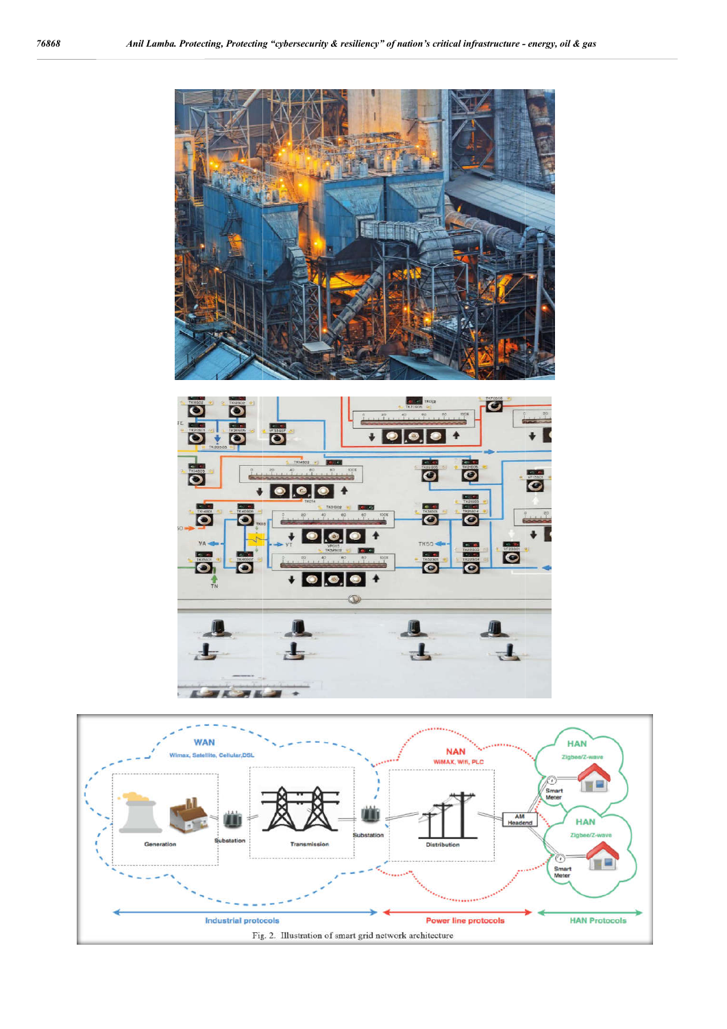Fig. 2. Illustration of smart grid network architecture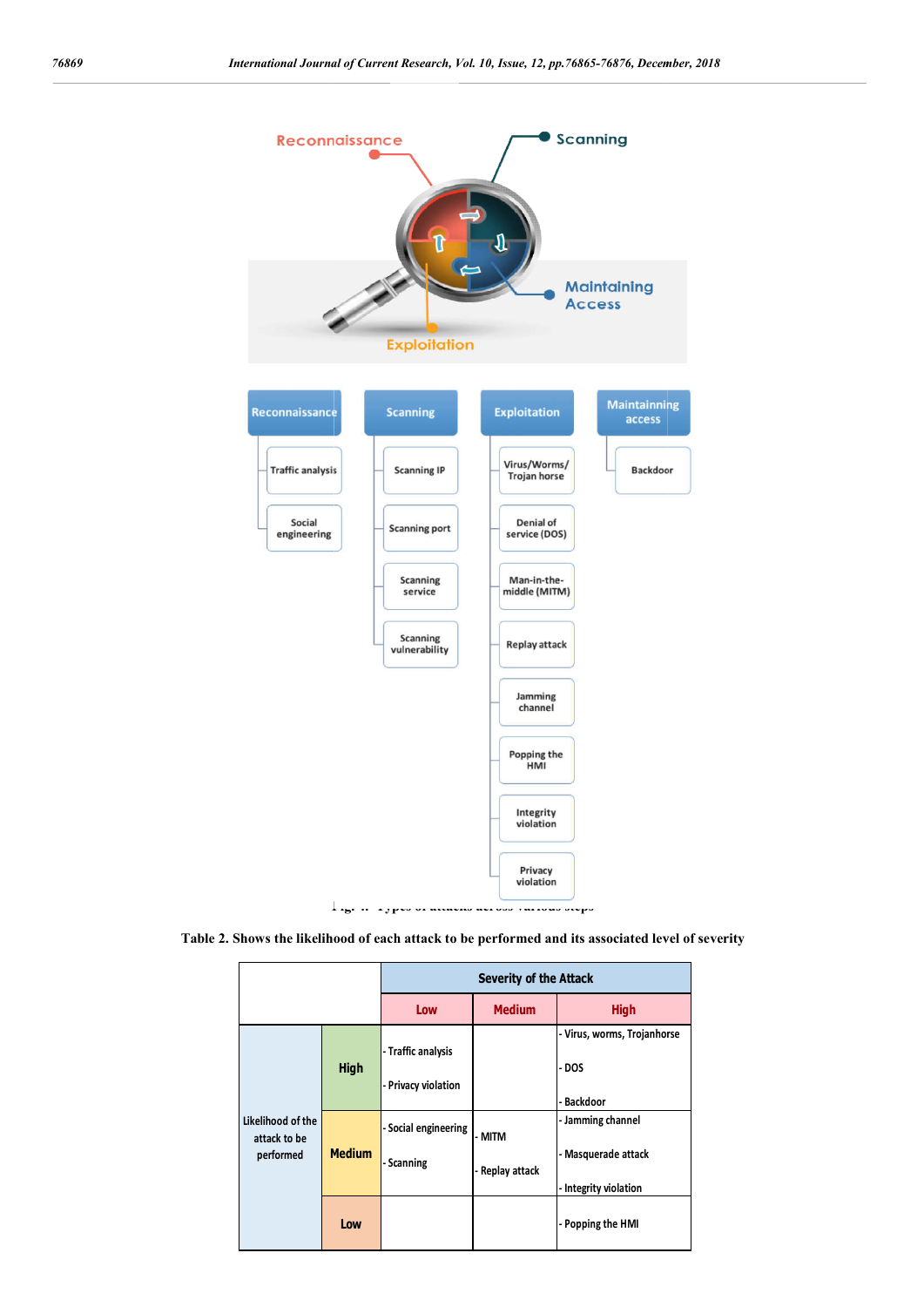- **Reconnaissance**
  - Traffic analysis
  - Social engineering
- **Scanning**
  - Scanning IP
  - Scanning port
  - Scanning service
  - Scanning vulnerability
- **Exploitation**
  - Virus/Worms/Trojan horse
  - Denial of service (DOS)
  - Man-in-the-middle (MITM)
  - Replay attack
  - Jamming channel
  - Popping the HMI
  - Integrity violation
  - Privacy violation
- **Maintaining access**
  - Backdoor

Fig. 4. Types of attacks across various steps

**Table 2. Shows the likelihood of each attack to be performed and its associated level of severity**

| | | Severity of the Attack | | |
|---|---|---|---|---|
| | | **Low** | **Medium** | **High** |
| Likelihood of the attack to be performed | **High** | - Traffic analysis<br>- Privacy violation | | - Virus, worms, Trojanhorse<br>- DOS<br>- Backdoor |
| | **Medium** | - Social engineering<br>- Scanning | - MITM<br>- Replay attack | - Jamming channel<br>- Masquerade attack<br>- Integrity violation |
| | **Low** | | | - Popping the HMI |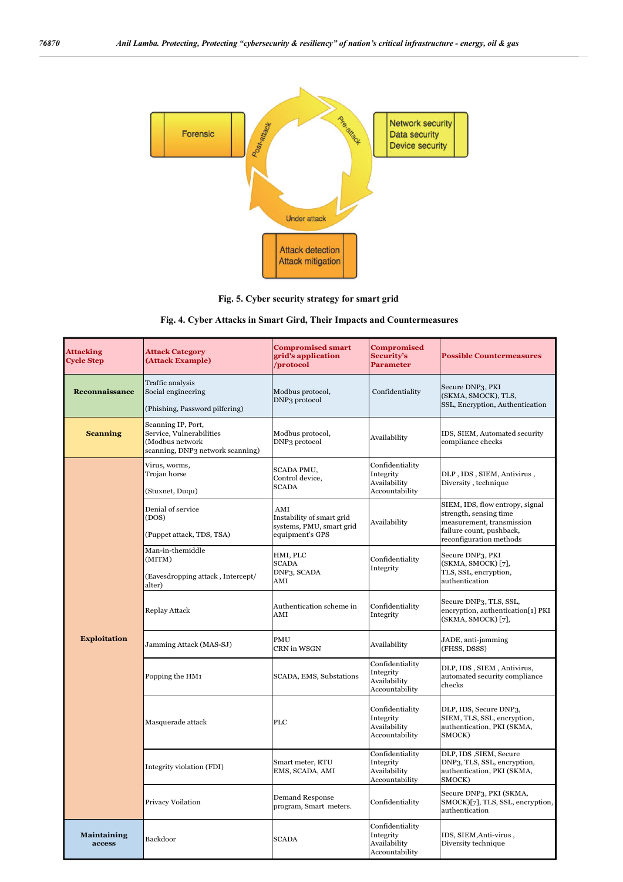Forensic

Post-attack

Pre-attack

Network security
Data security
Device security

Under attack

Attack detection
Attack mitigation

**Fig. 5. Cyber security strategy for smart grid**

**Fig. 4. Cyber Attacks in Smart Gird, Their Impacts and Countermeasures**

| Attacking Cycle Step | Attack Category (Attack Example) | Compromised smart grid's application /protocol | Compromised Security's Parameter | Possible Countermeasures |
|---|---|---|---|---|
| **Reconnaissance** | Traffic analysis Social engineering (Phishing, Password pilfering) | Modbus protocol, DNP3 protocol | Confidentiality | Secure DNP3, PKI (SKMA, SMOCK), TLS, SSL, Encryption, Authentication |
| **Scanning** | Scanning IP, Port, Service, Vulnerabilities (Modbus network scanning, DNP3 network scanning) | Modbus protocol, DNP3 protocol | Availability | IDS, SIEM, Automated security compliance checks |
| **Exploitation** | Virus, worms, Trojan horse (Stuxnet, Duqu) | SCADA PMU, Control device, SCADA | Confidentiality Integrity Availability Accountability | DLP , IDS , SIEM, Antivirus , Diversity , technique |
| | Denial of service (DOS) (Puppet attack, TDS, TSA) | AMI Instability of smart grid systems, PMU, smart grid equipment's GPS | Availability | SIEM, IDS, flow entropy, signal strength, sensing time measurement, transmission failure count, pushback, reconfiguration methods |
| | Man-in-themiddle (MITM) (Eavesdropping attack , Intercept/ alter) | HMI, PLC SCADA DNP3, SCADA AMI | Confidentiality Integrity | Secure DNP3, PKI (SKMA, SMOCK) [7], TLS, SSL, encryption, authentication |
| | Replay Attack | Authentication scheme in AMI | Confidentiality Integrity | Secure DNP3, TLS, SSL, encryption, authentication[1] PKI (SKMA, SMOCK) [7], |
| | Jamming Attack (MAS-SJ) | PMU CRN in WSGN | Availability | JADE, anti-jamming (FHSS, DSSS) |
| | Popping the HM1 | SCADA, EMS, Substations | Confidentiality Integrity Availability Accountability | DLP, IDS , SIEM , Antivirus, automated security compliance checks |
| | Masquerade attack | PLC | Confidentiality Integrity Availability Accountability | DLP, IDS, Secure DNP3, SIEM, TLS, SSL, encryption, authentication, PKI (SKMA, SMOCK) |
| | Integrity violation (FDI) | Smart meter, RTU EMS, SCADA, AMI | Confidentiality Integrity Availability Accountability | DLP, IDS ,SIEM, Secure DNP3, TLS, SSL, encryption, authentication, PKI (SKMA, SMOCK) |
| | Privacy Voilation | Demand Response program, Smart meters. | Confidentiality | Secure DNP3, PKI (SKMA, SMOCK)[7], TLS, SSL, encryption, authentication |
| **Maintaining access** | Backdoor | SCADA | Confidentiality Integrity Availability Accountability | IDS, SIEM,Anti-virus , Diversity technique |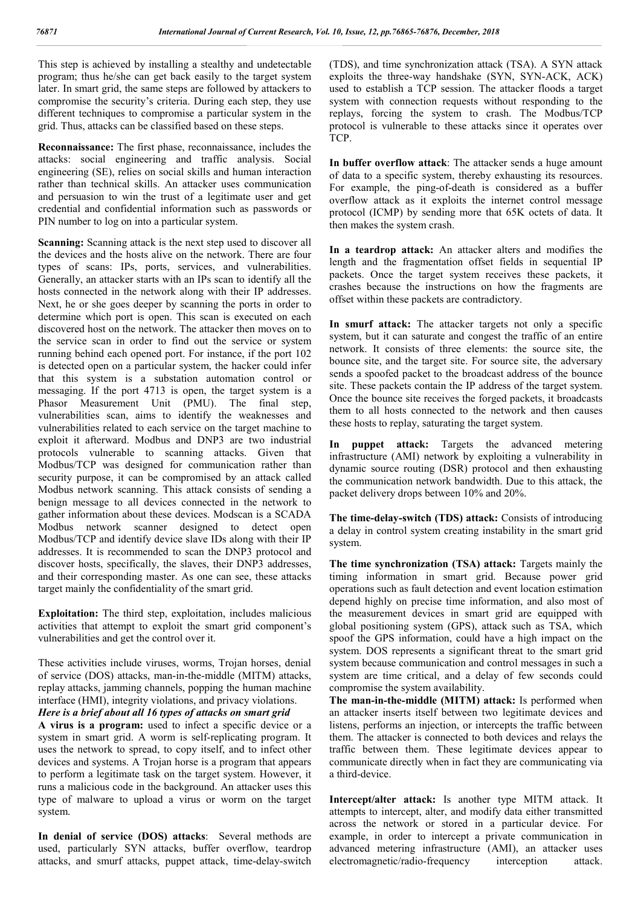This step is achieved by installing a stealthy and undetectable program; thus he/she can get back easily to the target system later. In smart grid, the same steps are followed by attackers to compromise the security's criteria. During each step, they use different techniques to compromise a particular system in the grid. Thus, attacks can be classified based on these steps.

**Reconnaissance:** The first phase, reconnaissance, includes the attacks: social engineering and traffic analysis. Social engineering (SE), relies on social skills and human interaction rather than technical skills. An attacker uses communication and persuasion to win the trust of a legitimate user and get credential and confidential information such as passwords or PIN number to log on into a particular system.

**Scanning:** Scanning attack is the next step used to discover all the devices and the hosts alive on the network. There are four types of scans: IPs, ports, services, and vulnerabilities. Generally, an attacker starts with an IPs scan to identify all the hosts connected in the network along with their IP addresses. Next, he or she goes deeper by scanning the ports in order to determine which port is open. This scan is executed on each discovered host on the network. The attacker then moves on to the service scan in order to find out the service or system running behind each opened port. For instance, if the port 102 is detected open on a particular system, the hacker could infer that this system is a substation automation control or messaging. If the port 4713 is open, the target system is a Phasor Measurement Unit (PMU). The final step, vulnerabilities scan, aims to identify the weaknesses and vulnerabilities related to each service on the target machine to exploit it afterward. Modbus and DNP3 are two industrial protocols vulnerable to scanning attacks. Given that Modbus/TCP was designed for communication rather than security purpose, it can be compromised by an attack called Modbus network scanning. This attack consists of sending a benign message to all devices connected in the network to gather information about these devices. Modscan is a SCADA Modbus network scanner designed to detect open Modbus/TCP and identify device slave IDs along with their IP addresses. It is recommended to scan the DNP3 protocol and discover hosts, specifically, the slaves, their DNP3 addresses, and their corresponding master. As one can see, these attacks target mainly the confidentiality of the smart grid.

**Exploitation:** The third step, exploitation, includes malicious activities that attempt to exploit the smart grid component's vulnerabilities and get the control over it.

These activities include viruses, worms, Trojan horses, denial of service (DOS) attacks, man-in-the-middle (MITM) attacks, replay attacks, jamming channels, popping the human machine interface (HMI), integrity violations, and privacy violations.

***Here is a brief about all 16 types of attacks on smart grid***

**A virus is a program:** used to infect a specific device or a system in smart grid. A worm is self-replicating program. It uses the network to spread, to copy itself, and to infect other devices and systems. A Trojan horse is a program that appears to perform a legitimate task on the target system. However, it runs a malicious code in the background. An attacker uses this type of malware to upload a virus or worm on the target system.

**In denial of service (DOS) attacks**: Several methods are used, particularly SYN attacks, buffer overflow, teardrop attacks, and smurf attacks, puppet attack, time-delay-switch (TDS), and time synchronization attack (TSA). A SYN attack exploits the three-way handshake (SYN, SYN-ACK, ACK) used to establish a TCP session. The attacker floods a target system with connection requests without responding to the replays, forcing the system to crash. The Modbus/TCP protocol is vulnerable to these attacks since it operates over TCP.

**In buffer overflow attack**: The attacker sends a huge amount of data to a specific system, thereby exhausting its resources. For example, the ping-of-death is considered as a buffer overflow attack as it exploits the internet control message protocol (ICMP) by sending more that 65K octets of data. It then makes the system crash.

**In a teardrop attack:** An attacker alters and modifies the length and the fragmentation offset fields in sequential IP packets. Once the target system receives these packets, it crashes because the instructions on how the fragments are offset within these packets are contradictory.

**In smurf attack:** The attacker targets not only a specific system, but it can saturate and congest the traffic of an entire network. It consists of three elements: the source site, the bounce site, and the target site. For source site, the adversary sends a spoofed packet to the broadcast address of the bounce site. These packets contain the IP address of the target system. Once the bounce site receives the forged packets, it broadcasts them to all hosts connected to the network and then causes these hosts to replay, saturating the target system.

**In puppet attack:** Targets the advanced metering infrastructure (AMI) network by exploiting a vulnerability in dynamic source routing (DSR) protocol and then exhausting the communication network bandwidth. Due to this attack, the packet delivery drops between 10% and 20%.

**The time-delay-switch (TDS) attack:** Consists of introducing a delay in control system creating instability in the smart grid system.

**The time synchronization (TSA) attack:** Targets mainly the timing information in smart grid. Because power grid operations such as fault detection and event location estimation depend highly on precise time information, and also most of the measurement devices in smart grid are equipped with global positioning system (GPS), attack such as TSA, which spoof the GPS information, could have a high impact on the system. DOS represents a significant threat to the smart grid system because communication and control messages in such a system are time critical, and a delay of few seconds could compromise the system availability.

**The man-in-the-middle (MITM) attack:** Is performed when an attacker inserts itself between two legitimate devices and listens, performs an injection, or intercepts the traffic between them. The attacker is connected to both devices and relays the traffic between them. These legitimate devices appear to communicate directly when in fact they are communicating via a third-device.

**Intercept/alter attack:** Is another type MITM attack. It attempts to intercept, alter, and modify data either transmitted across the network or stored in a particular device. For example, in order to intercept a private communication in advanced metering infrastructure (AMI), an attacker uses electromagnetic/radio-frequency interception attack.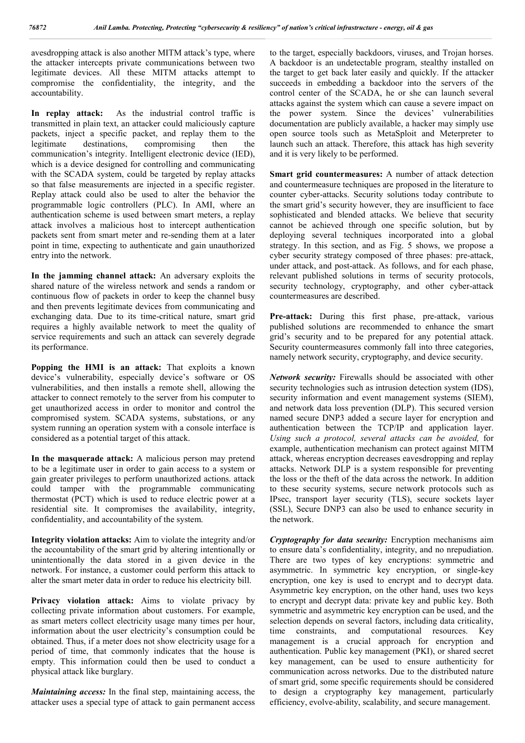avesdropping attack is also another MITM attack's type, where the attacker intercepts private communications between two legitimate devices. All these MITM attacks attempt to compromise the confidentiality, the integrity, and the accountability.

**In replay attack:** As the industrial control traffic is transmitted in plain text, an attacker could maliciously capture packets, inject a specific packet, and replay them to the legitimate destinations, compromising then the communication's integrity. Intelligent electronic device (IED), which is a device designed for controlling and communicating with the SCADA system, could be targeted by replay attacks so that false measurements are injected in a specific register. Replay attack could also be used to alter the behavior the programmable logic controllers (PLC). In AMI, where an authentication scheme is used between smart meters, a replay attack involves a malicious host to intercept authentication packets sent from smart meter and re-sending them at a later point in time, expecting to authenticate and gain unauthorized entry into the network.

**In the jamming channel attack:** An adversary exploits the shared nature of the wireless network and sends a random or continuous flow of packets in order to keep the channel busy and then prevents legitimate devices from communicating and exchanging data. Due to its time-critical nature, smart grid requires a highly available network to meet the quality of service requirements and such an attack can severely degrade its performance.

**Popping the HMI is an attack:** That exploits a known device's vulnerability, especially device's software or OS vulnerabilities, and then installs a remote shell, allowing the attacker to connect remotely to the server from his computer to get unauthorized access in order to monitor and control the compromised system. SCADA systems, substations, or any system running an operation system with a console interface is considered as a potential target of this attack.

**In the masquerade attack:** A malicious person may pretend to be a legitimate user in order to gain access to a system or gain greater privileges to perform unauthorized actions. attack could tamper with the programmable communicating thermostat (PCT) which is used to reduce electric power at a residential site. It compromises the availability, integrity, confidentiality, and accountability of the system.

**Integrity violation attacks:** Aim to violate the integrity and/or the accountability of the smart grid by altering intentionally or unintentionally the data stored in a given device in the network. For instance, a customer could perform this attack to alter the smart meter data in order to reduce his electricity bill.

**Privacy violation attack:** Aims to violate privacy by collecting private information about customers. For example, as smart meters collect electricity usage many times per hour, information about the user electricity's consumption could be obtained. Thus, if a meter does not show electricity usage for a period of time, that commonly indicates that the house is empty. This information could then be used to conduct a physical attack like burglary.

***Maintaining access:*** In the final step, maintaining access, the attacker uses a special type of attack to gain permanent access to the target, especially backdoors, viruses, and Trojan horses. A backdoor is an undetectable program, stealthy installed on the target to get back later easily and quickly. If the attacker succeeds in embedding a backdoor into the servers of the control center of the SCADA, he or she can launch several attacks against the system which can cause a severe impact on the power system. Since the devices' vulnerabilities documentation are publicly available, a hacker may simply use open source tools such as MetaSploit and Meterpreter to launch such an attack. Therefore, this attack has high severity and it is very likely to be performed.

**Smart grid countermeasures:** A number of attack detection and countermeasure techniques are proposed in the literature to counter cyber-attacks. Security solutions today contribute to the smart grid's security however, they are insufficient to face sophisticated and blended attacks. We believe that security cannot be achieved through one specific solution, but by deploying several techniques incorporated into a global strategy. In this section, and as Fig. 5 shows, we propose a cyber security strategy composed of three phases: pre-attack, under attack, and post-attack. As follows, and for each phase, relevant published solutions in terms of security protocols, security technology, cryptography, and other cyber-attack countermeasures are described.

**Pre-attack:** During this first phase, pre-attack, various published solutions are recommended to enhance the smart grid's security and to be prepared for any potential attack. Security countermeasures commonly fall into three categories, namely network security, cryptography, and device security.

***Network security:*** Firewalls should be associated with other security technologies such as intrusion detection system (IDS), security information and event management systems (SIEM), and network data loss prevention (DLP). This secured version named secure DNP3 added a secure layer for encryption and authentication between the TCP/IP and application layer. *Using such a protocol, several attacks can be avoided,* for example, authentication mechanism can protect against MITM attack, whereas encryption decreases eavesdropping and replay attacks. Network DLP is a system responsible for preventing the loss or the theft of the data across the network. In addition to these security systems, secure network protocols such as IPsec, transport layer security (TLS), secure sockets layer (SSL), Secure DNP3 can also be used to enhance security in the network.

***Cryptography for data security:*** Encryption mechanisms aim to ensure data's confidentiality, integrity, and no nrepudiation. There are two types of key encryptions: symmetric and asymmetric. In symmetric key encryption, or single-key encryption, one key is used to encrypt and to decrypt data. Asymmetric key encryption, on the other hand, uses two keys to encrypt and decrypt data: private key and public key. Both symmetric and asymmetric key encryption can be used, and the selection depends on several factors, including data criticality, time constraints, and computational resources. Key management is a crucial approach for encryption and authentication. Public key management (PKI), or shared secret key management, can be used to ensure authenticity for communication across networks. Due to the distributed nature of smart grid, some specific requirements should be considered to design a cryptography key management, particularly efficiency, evolve-ability, scalability, and secure management.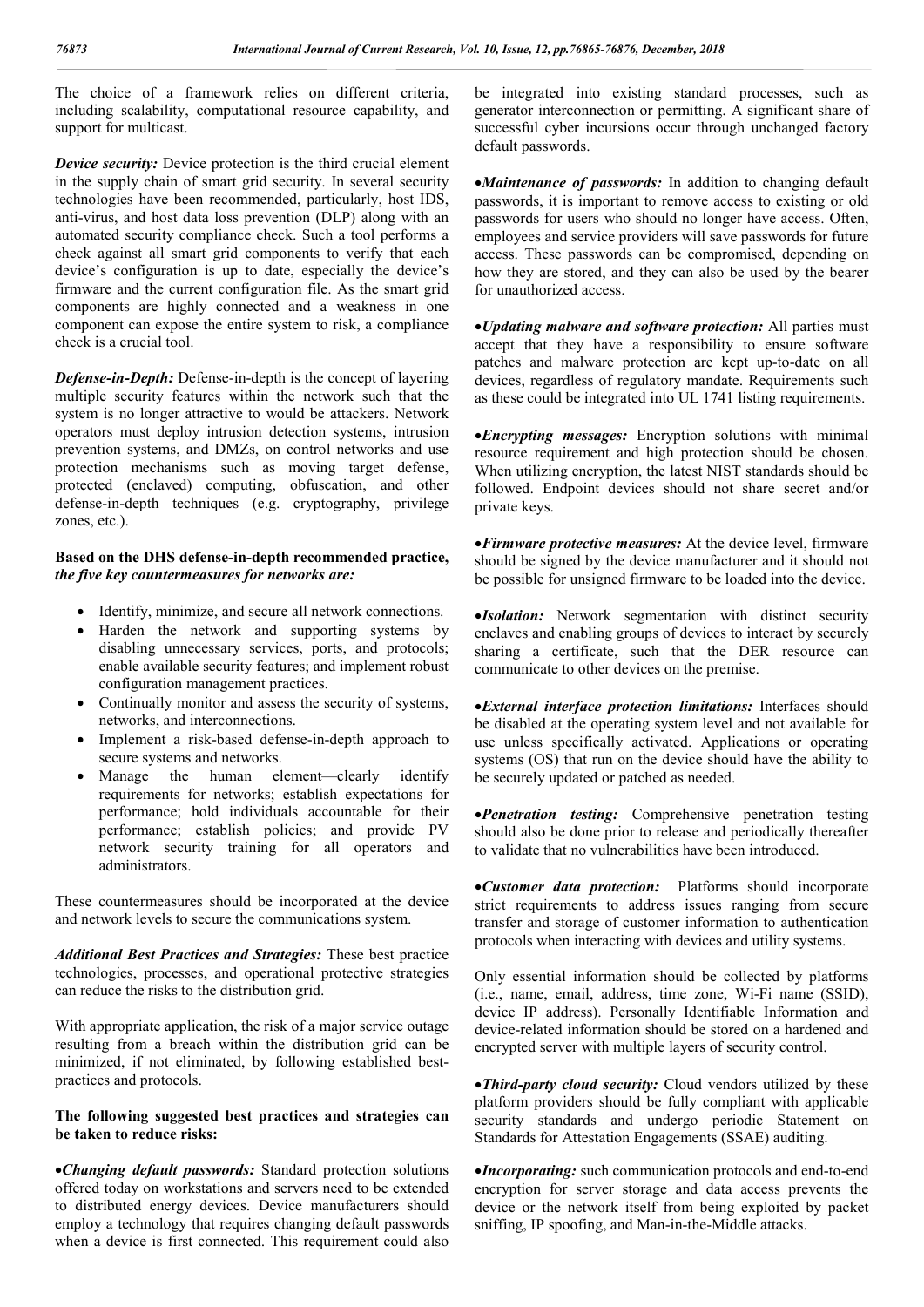The choice of a framework relies on different criteria, including scalability, computational resource capability, and support for multicast.

***Device security:*** Device protection is the third crucial element in the supply chain of smart grid security. In several security technologies have been recommended, particularly, host IDS, anti-virus, and host data loss prevention (DLP) along with an automated security compliance check. Such a tool performs a check against all smart grid components to verify that each device's configuration is up to date, especially the device's firmware and the current configuration file. As the smart grid components are highly connected and a weakness in one component can expose the entire system to risk, a compliance check is a crucial tool.

***Defense-in-Depth:*** Defense-in-depth is the concept of layering multiple security features within the network such that the system is no longer attractive to would be attackers. Network operators must deploy intrusion detection systems, intrusion prevention systems, and DMZs, on control networks and use protection mechanisms such as moving target defense, protected (enclaved) computing, obfuscation, and other defense-in-depth techniques (e.g. cryptography, privilege zones, etc.).

**Based on the DHS defense-in-depth recommended practice, *the five key countermeasures for networks are:***

- Identify, minimize, and secure all network connections.
- Harden the network and supporting systems by disabling unnecessary services, ports, and protocols; enable available security features; and implement robust configuration management practices.
- Continually monitor and assess the security of systems, networks, and interconnections.
- Implement a risk-based defense-in-depth approach to secure systems and networks.
- Manage the human element—clearly identify requirements for networks; establish expectations for performance; hold individuals accountable for their performance; establish policies; and provide PV network security training for all operators and administrators.

These countermeasures should be incorporated at the device and network levels to secure the communications system.

***Additional Best Practices and Strategies:*** These best practice technologies, processes, and operational protective strategies can reduce the risks to the distribution grid.

With appropriate application, the risk of a major service outage resulting from a breach within the distribution grid can be minimized, if not eliminated, by following established best-practices and protocols.

**The following suggested best practices and strategies can be taken to reduce risks:**

- ***Changing default passwords:*** Standard protection solutions offered today on workstations and servers need to be extended to distributed energy devices. Device manufacturers should employ a technology that requires changing default passwords when a device is first connected. This requirement could also be integrated into existing standard processes, such as generator interconnection or permitting. A significant share of successful cyber incursions occur through unchanged factory default passwords.

- ***Maintenance of passwords:*** In addition to changing default passwords, it is important to remove access to existing or old passwords for users who should no longer have access. Often, employees and service providers will save passwords for future access. These passwords can be compromised, depending on how they are stored, and they can also be used by the bearer for unauthorized access.

- ***Updating malware and software protection:*** All parties must accept that they have a responsibility to ensure software patches and malware protection are kept up-to-date on all devices, regardless of regulatory mandate. Requirements such as these could be integrated into UL 1741 listing requirements.

- ***Encrypting messages:*** Encryption solutions with minimal resource requirement and high protection should be chosen. When utilizing encryption, the latest NIST standards should be followed. Endpoint devices should not share secret and/or private keys.

- ***Firmware protective measures:*** At the device level, firmware should be signed by the device manufacturer and it should not be possible for unsigned firmware to be loaded into the device.

- ***Isolation:*** Network segmentation with distinct security enclaves and enabling groups of devices to interact by securely sharing a certificate, such that the DER resource can communicate to other devices on the premise.

- ***External interface protection limitations:*** Interfaces should be disabled at the operating system level and not available for use unless specifically activated. Applications or operating systems (OS) that run on the device should have the ability to be securely updated or patched as needed.

- ***Penetration testing:*** Comprehensive penetration testing should also be done prior to release and periodically thereafter to validate that no vulnerabilities have been introduced.

- ***Customer data protection:*** Platforms should incorporate strict requirements to address issues ranging from secure transfer and storage of customer information to authentication protocols when interacting with devices and utility systems.

Only essential information should be collected by platforms (i.e., name, email, address, time zone, Wi-Fi name (SSID), device IP address). Personally Identifiable Information and device-related information should be stored on a hardened and encrypted server with multiple layers of security control.

- ***Third-party cloud security:*** Cloud vendors utilized by these platform providers should be fully compliant with applicable security standards and undergo periodic Statement on Standards for Attestation Engagements (SSAE) auditing.

- ***Incorporating:*** such communication protocols and end-to-end encryption for server storage and data access prevents the device or the network itself from being exploited by packet sniffing, IP spoofing, and Man-in-the-Middle attacks.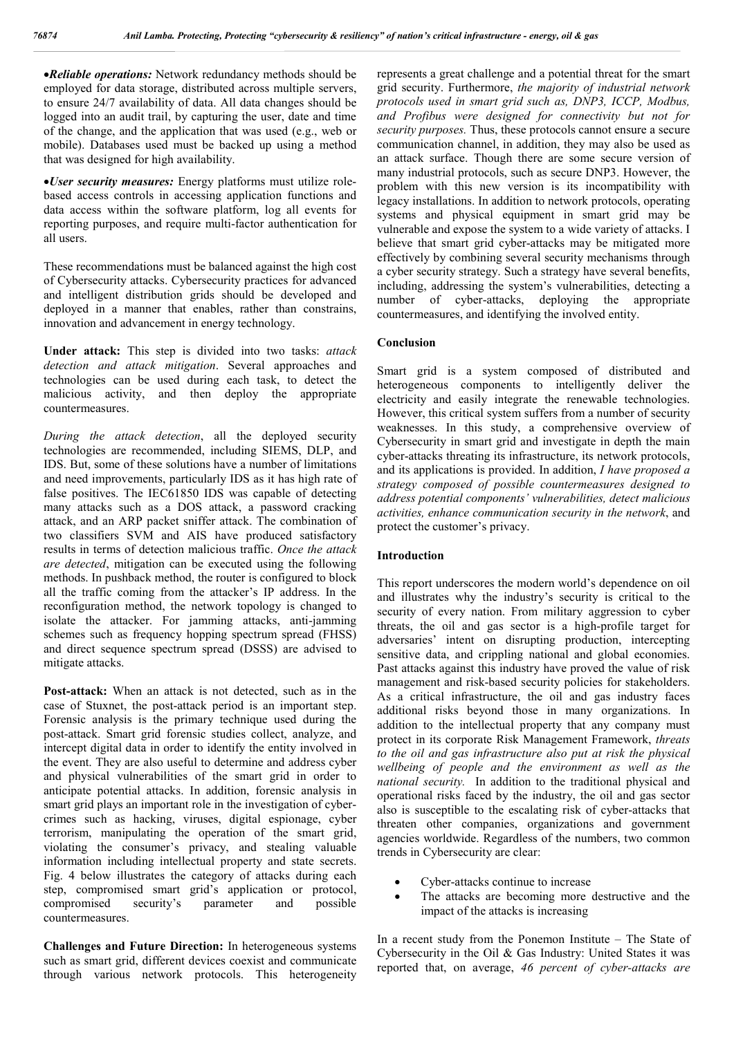•*Reliable operations:* Network redundancy methods should be employed for data storage, distributed across multiple servers, to ensure 24/7 availability of data. All data changes should be logged into an audit trail, by capturing the user, date and time of the change, and the application that was used (e.g., web or mobile). Databases used must be backed up using a method that was designed for high availability.

•*User security measures:* Energy platforms must utilize role-based access controls in accessing application functions and data access within the software platform, log all events for reporting purposes, and require multi-factor authentication for all users.

These recommendations must be balanced against the high cost of Cybersecurity attacks. Cybersecurity practices for advanced and intelligent distribution grids should be developed and deployed in a manner that enables, rather than constrains, innovation and advancement in energy technology.

**Under attack:** This step is divided into two tasks: *attack detection and attack mitigation*. Several approaches and technologies can be used during each task, to detect the malicious activity, and then deploy the appropriate countermeasures.

*During the attack detection*, all the deployed security technologies are recommended, including SIEMS, DLP, and IDS. But, some of these solutions have a number of limitations and need improvements, particularly IDS as it has high rate of false positives. The IEC61850 IDS was capable of detecting many attacks such as a DOS attack, a password cracking attack, and an ARP packet sniffer attack. The combination of two classifiers SVM and AIS have produced satisfactory results in terms of detection malicious traffic. *Once the attack are detected*, mitigation can be executed using the following methods. In pushback method, the router is configured to block all the traffic coming from the attacker's IP address. In the reconfiguration method, the network topology is changed to isolate the attacker. For jamming attacks, anti-jamming schemes such as frequency hopping spectrum spread (FHSS) and direct sequence spectrum spread (DSSS) are advised to mitigate attacks.

**Post-attack:** When an attack is not detected, such as in the case of Stuxnet, the post-attack period is an important step. Forensic analysis is the primary technique used during the post-attack. Smart grid forensic studies collect, analyze, and intercept digital data in order to identify the entity involved in the event. They are also useful to determine and address cyber and physical vulnerabilities of the smart grid in order to anticipate potential attacks. In addition, forensic analysis in smart grid plays an important role in the investigation of cyber-crimes such as hacking, viruses, digital espionage, cyber terrorism, manipulating the operation of the smart grid, violating the consumer's privacy, and stealing valuable information including intellectual property and state secrets. Fig. 4 below illustrates the category of attacks during each step, compromised smart grid's application or protocol, compromised security's parameter and possible countermeasures.

**Challenges and Future Direction:** In heterogeneous systems such as smart grid, different devices coexist and communicate through various network protocols. This heterogeneity represents a great challenge and a potential threat for the smart grid security. Furthermore, *the majority of industrial network protocols used in smart grid such as, DNP3, ICCP, Modbus, and Profibus were designed for connectivity but not for security purposes.* Thus, these protocols cannot ensure a secure communication channel, in addition, they may also be used as an attack surface. Though there are some secure version of many industrial protocols, such as secure DNP3. However, the problem with this new version is its incompatibility with legacy installations. In addition to network protocols, operating systems and physical equipment in smart grid may be vulnerable and expose the system to a wide variety of attacks. I believe that smart grid cyber-attacks may be mitigated more effectively by combining several security mechanisms through a cyber security strategy. Such a strategy have several benefits, including, addressing the system's vulnerabilities, detecting a number of cyber-attacks, deploying the appropriate countermeasures, and identifying the involved entity.

## Conclusion

Smart grid is a system composed of distributed and heterogeneous components to intelligently deliver the electricity and easily integrate the renewable technologies. However, this critical system suffers from a number of security weaknesses. In this study, a comprehensive overview of Cybersecurity in smart grid and investigate in depth the main cyber-attacks threating its infrastructure, its network protocols, and its applications is provided. In addition, *I have proposed a strategy composed of possible countermeasures designed to address potential components' vulnerabilities, detect malicious activities, enhance communication security in the network*, and protect the customer's privacy.

## Introduction

This report underscores the modern world's dependence on oil and illustrates why the industry's security is critical to the security of every nation. From military aggression to cyber threats, the oil and gas sector is a high-profile target for adversaries' intent on disrupting production, intercepting sensitive data, and crippling national and global economies. Past attacks against this industry have proved the value of risk management and risk-based security policies for stakeholders. As a critical infrastructure, the oil and gas industry faces additional risks beyond those in many organizations. In addition to the intellectual property that any company must protect in its corporate Risk Management Framework, *threats to the oil and gas infrastructure also put at risk the physical wellbeing of people and the environment as well as the national security.* In addition to the traditional physical and operational risks faced by the industry, the oil and gas sector also is susceptible to the escalating risk of cyber-attacks that threaten other companies, organizations and government agencies worldwide. Regardless of the numbers, two common trends in Cybersecurity are clear:

- Cyber-attacks continue to increase
- The attacks are becoming more destructive and the impact of the attacks is increasing

In a recent study from the Ponemon Institute – The State of Cybersecurity in the Oil & Gas Industry: United States it was reported that, on average, *46 percent of cyber-attacks are*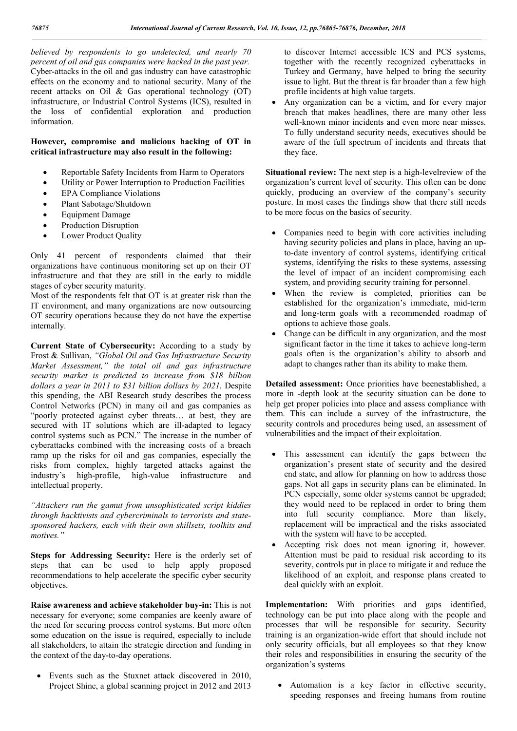*believed by respondents to go undetected, and nearly 70 percent of oil and gas companies were hacked in the past year.* Cyber-attacks in the oil and gas industry can have catastrophic effects on the economy and to national security. Many of the recent attacks on Oil & Gas operational technology (OT) infrastructure, or Industrial Control Systems (ICS), resulted in the loss of confidential exploration and production information.

**However, compromise and malicious hacking of OT in critical infrastructure may also result in the following:**

- Reportable Safety Incidents from Harm to Operators
- Utility or Power Interruption to Production Facilities
- EPA Compliance Violations
- Plant Sabotage/Shutdown
- Equipment Damage
- Production Disruption
- Lower Product Quality

Only 41 percent of respondents claimed that their organizations have continuous monitoring set up on their OT infrastructure and that they are still in the early to middle stages of cyber security maturity.

Most of the respondents felt that OT is at greater risk than the IT environment, and many organizations are now outsourcing OT security operations because they do not have the expertise internally.

**Current State of Cybersecurity:** According to a study by Frost & Sullivan, *"Global Oil and Gas Infrastructure Security Market Assessment," the total oil and gas infrastructure security market is predicted to increase from $18 billion dollars a year in 2011 to $31 billion dollars by 2021.* Despite this spending, the ABI Research study describes the process Control Networks (PCN) in many oil and gas companies as "poorly protected against cyber threats… at best, they are secured with IT solutions which are ill-adapted to legacy control systems such as PCN." The increase in the number of cyberattacks combined with the increasing costs of a breach ramp up the risks for oil and gas companies, especially the risks from complex, highly targeted attacks against the industry's high-profile, high-value infrastructure and intellectual property.

*"Attackers run the gamut from unsophisticated script kiddies through hacktivists and cybercriminals to terrorists and state-sponsored hackers, each with their own skillsets, toolkits and motives."*

**Steps for Addressing Security:** Here is the orderly set of steps that can be used to help apply proposed recommendations to help accelerate the specific cyber security objectives.

**Raise awareness and achieve stakeholder buy-in:** This is not necessary for everyone; some companies are keenly aware of the need for securing process control systems. But more often some education on the issue is required, especially to include all stakeholders, to attain the strategic direction and funding in the context of the day-to-day operations.

- Events such as the Stuxnet attack discovered in 2010, Project Shine, a global scanning project in 2012 and 2013 to discover Internet accessible ICS and PCS systems, together with the recently recognized cyberattacks in Turkey and Germany, have helped to bring the security issue to light. But the threat is far broader than a few high profile incidents at high value targets.
- Any organization can be a victim, and for every major breach that makes headlines, there are many other less well-known minor incidents and even more near misses. To fully understand security needs, executives should be aware of the full spectrum of incidents and threats that they face.

**Situational review:** The next step is a high-levelreview of the organization's current level of security. This often can be done quickly, producing an overview of the company's security posture. In most cases the findings show that there still needs to be more focus on the basics of security.

- Companies need to begin with core activities including having security policies and plans in place, having an up-to-date inventory of control systems, identifying critical systems, identifying the risks to these systems, assessing the level of impact of an incident compromising each system, and providing security training for personnel.
- When the review is completed, priorities can be established for the organization's immediate, mid-term and long-term goals with a recommended roadmap of options to achieve those goals.
- Change can be difficult in any organization, and the most significant factor in the time it takes to achieve long-term goals often is the organization's ability to absorb and adapt to changes rather than its ability to make them.

**Detailed assessment:** Once priorities have beenestablished, a more in -depth look at the security situation can be done to help get proper policies into place and assess compliance with them. This can include a survey of the infrastructure, the security controls and procedures being used, an assessment of vulnerabilities and the impact of their exploitation.

- This assessment can identify the gaps between the organization's present state of security and the desired end state, and allow for planning on how to address those gaps. Not all gaps in security plans can be eliminated. In PCN especially, some older systems cannot be upgraded; they would need to be replaced in order to bring them into full security compliance. More than likely, replacement will be impractical and the risks associated with the system will have to be accepted.
- Accepting risk does not mean ignoring it, however. Attention must be paid to residual risk according to its severity, controls put in place to mitigate it and reduce the likelihood of an exploit, and response plans created to deal quickly with an exploit.

**Implementation:** With priorities and gaps identified, technology can be put into place along with the people and processes that will be responsible for security. Security training is an organization-wide effort that should include not only security officials, but all employees so that they know their roles and responsibilities in ensuring the security of the organization's systems

- Automation is a key factor in effective security, speeding responses and freeing humans from routine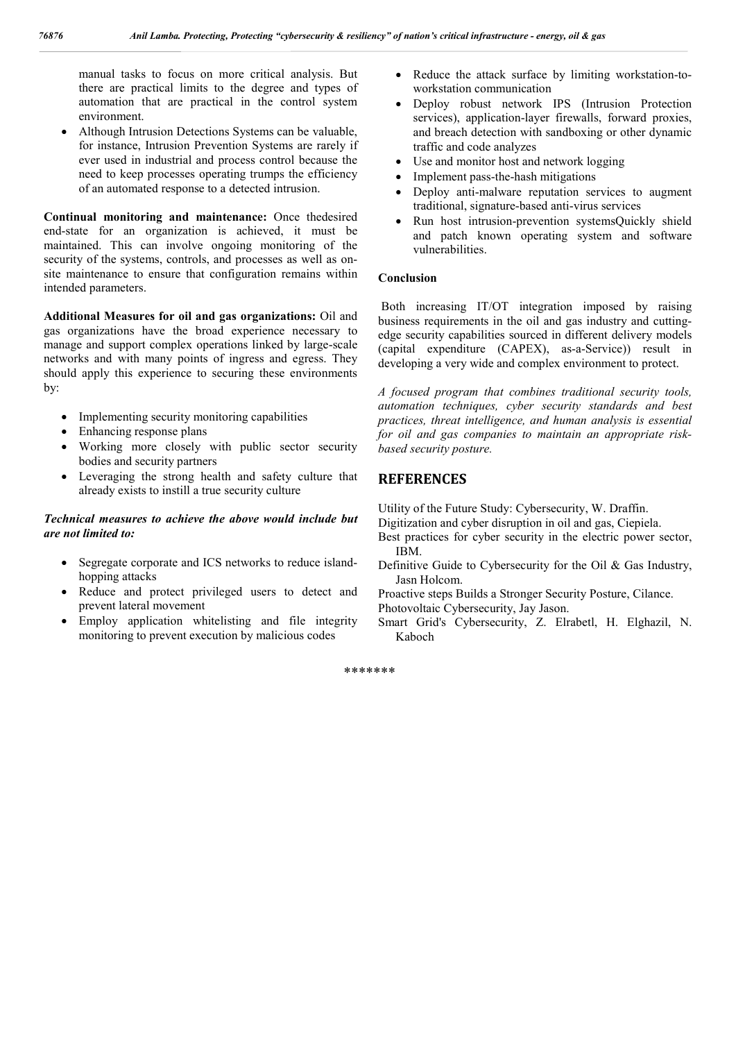manual tasks to focus on more critical analysis. But there are practical limits to the degree and types of automation that are practical in the control system environment.

- Although Intrusion Detections Systems can be valuable, for instance, Intrusion Prevention Systems are rarely if ever used in industrial and process control because the need to keep processes operating trumps the efficiency of an automated response to a detected intrusion.

**Continual monitoring and maintenance:** Once thedesired end-state for an organization is achieved, it must be maintained. This can involve ongoing monitoring of the security of the systems, controls, and processes as well as on-site maintenance to ensure that configuration remains within intended parameters.

**Additional Measures for oil and gas organizations:** Oil and gas organizations have the broad experience necessary to manage and support complex operations linked by large-scale networks and with many points of ingress and egress. They should apply this experience to securing these environments by:

- Implementing security monitoring capabilities
- Enhancing response plans
- Working more closely with public sector security bodies and security partners
- Leveraging the strong health and safety culture that already exists to instill a true security culture

***Technical measures to achieve the above would include but are not limited to:***

- Segregate corporate and ICS networks to reduce island-hopping attacks
- Reduce and protect privileged users to detect and prevent lateral movement
- Employ application whitelisting and file integrity monitoring to prevent execution by malicious codes
- Reduce the attack surface by limiting workstation-to-workstation communication
- Deploy robust network IPS (Intrusion Protection services), application-layer firewalls, forward proxies, and breach detection with sandboxing or other dynamic traffic and code analyzes
- Use and monitor host and network logging
- Implement pass-the-hash mitigations
- Deploy anti-malware reputation services to augment traditional, signature-based anti-virus services
- Run host intrusion-prevention systemsQuickly shield and patch known operating system and software vulnerabilities.

**Conclusion**

Both increasing IT/OT integration imposed by raising business requirements in the oil and gas industry and cutting-edge security capabilities sourced in different delivery models (capital expenditure (CAPEX), as-a-Service)) result in developing a very wide and complex environment to protect.

*A focused program that combines traditional security tools, automation techniques, cyber security standards and best practices, threat intelligence, and human analysis is essential for oil and gas companies to maintain an appropriate risk-based security posture.*

## REFERENCES

Utility of the Future Study: Cybersecurity, W. Draffin.

Digitization and cyber disruption in oil and gas, Ciepiela.

Best practices for cyber security in the electric power sector, IBM.

Definitive Guide to Cybersecurity for the Oil & Gas Industry, Jasn Holcom.

Proactive steps Builds a Stronger Security Posture, Cilance.

Photovoltaic Cybersecurity, Jay Jason.

Smart Grid's Cybersecurity, Z. Elrabetl, H. Elghazil, N. Kaboch

\*\*\*\*\*\*\*